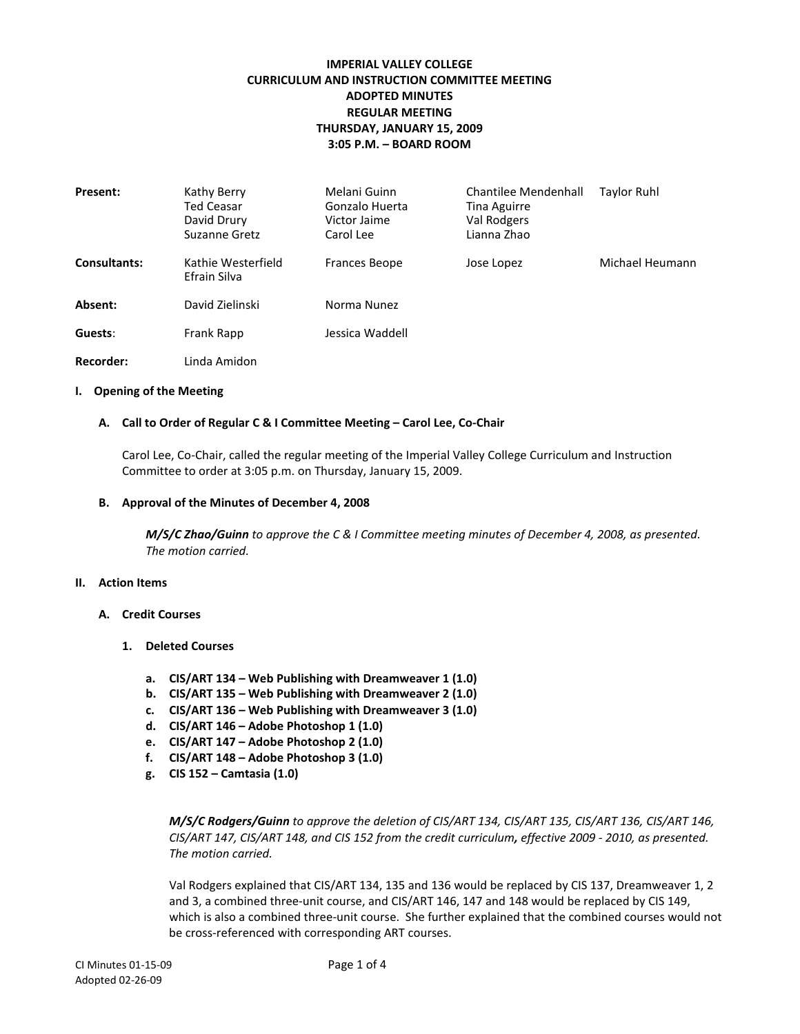**IMPERIAL VALLEY COLLEGE**
**CURRICULUM AND INSTRUCTION COMMITTEE MEETING**
**ADOPTED MINUTES**
**REGULAR MEETING**
**THURSDAY, JANUARY 15, 2009**
**3:05 P.M. – BOARD ROOM**

| | | | | |
|---|---|---|---|---|
| **Present:** | Kathy Berry<br>Ted Ceasar<br>David Drury<br>Suzanne Gretz | Melani Guinn<br>Gonzalo Huerta<br>Victor Jaime<br>Carol Lee | Chantilee Mendenhall<br>Tina Aguirre<br>Val Rodgers<br>Lianna Zhao | Taylor Ruhl |
| **Consultants:** | Kathie Westerfield<br>Efrain Silva | Frances Beope | Jose Lopez | Michael Heumann |
| **Absent:** | David Zielinski | Norma Nunez | | |
| **Guests:** | Frank Rapp | Jessica Waddell | | |
| **Recorder:** | Linda Amidon | | | |

## I. Opening of the Meeting

### A. Call to Order of Regular C & I Committee Meeting – Carol Lee, Co-Chair

Carol Lee, Co-Chair, called the regular meeting of the Imperial Valley College Curriculum and Instruction Committee to order at 3:05 p.m. on Thursday, January 15, 2009.

### B. Approval of the Minutes of December 4, 2008

***M/S/C Zhao/Guinn*** *to approve the C & I Committee meeting minutes of December 4, 2008, as presented. The motion carried.*

## II. Action Items

### A. Credit Courses

#### 1. Deleted Courses

**a. CIS/ART 134 – Web Publishing with Dreamweaver 1 (1.0)**
**b. CIS/ART 135 – Web Publishing with Dreamweaver 2 (1.0)**
**c. CIS/ART 136 – Web Publishing with Dreamweaver 3 (1.0)**
**d. CIS/ART 146 – Adobe Photoshop 1 (1.0)**
**e. CIS/ART 147 – Adobe Photoshop 2 (1.0)**
**f. CIS/ART 148 – Adobe Photoshop 3 (1.0)**
**g. CIS 152 – Camtasia (1.0)**

***M/S/C Rodgers/Guinn*** *to approve the deletion of CIS/ART 134, CIS/ART 135, CIS/ART 136, CIS/ART 146, CIS/ART 147, CIS/ART 148, and CIS 152 from the credit curriculum, effective 2009 - 2010, as presented. The motion carried.*

Val Rodgers explained that CIS/ART 134, 135 and 136 would be replaced by CIS 137, Dreamweaver 1, 2 and 3, a combined three-unit course, and CIS/ART 146, 147 and 148 would be replaced by CIS 149, which is also a combined three-unit course. She further explained that the combined courses would not be cross-referenced with corresponding ART courses.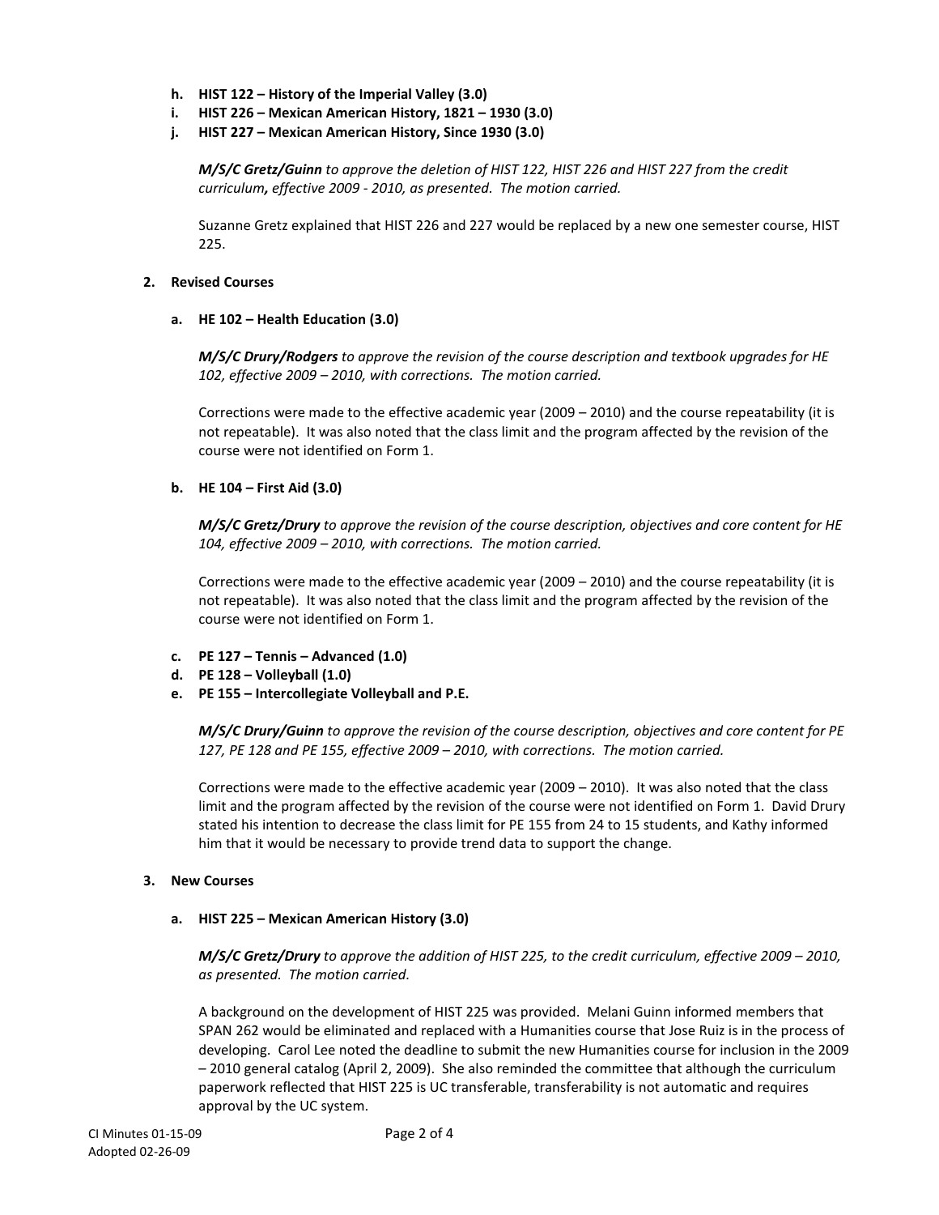- **h. HIST 122 – History of the Imperial Valley (3.0)**
- **i. HIST 226 – Mexican American History, 1821 – 1930 (3.0)**
- **j. HIST 227 – Mexican American History, Since 1930 (3.0)**

***M/S/C Gretz/Guinn*** *to approve the deletion of HIST 122, HIST 226 and HIST 227 from the credit curriculum**,** effective 2009 - 2010, as presented. The motion carried.*

Suzanne Gretz explained that HIST 226 and 227 would be replaced by a new one semester course, HIST 225.

## 2. Revised Courses

### a. HE 102 – Health Education (3.0)

***M/S/C Drury/Rodgers*** *to approve the revision of the course description and textbook upgrades for HE 102, effective 2009 – 2010, with corrections. The motion carried.*

Corrections were made to the effective academic year (2009 – 2010) and the course repeatability (it is not repeatable). It was also noted that the class limit and the program affected by the revision of the course were not identified on Form 1.

### b. HE 104 – First Aid (3.0)

***M/S/C Gretz/Drury*** *to approve the revision of the course description, objectives and core content for HE 104, effective 2009 – 2010, with corrections. The motion carried.*

Corrections were made to the effective academic year (2009 – 2010) and the course repeatability (it is not repeatable). It was also noted that the class limit and the program affected by the revision of the course were not identified on Form 1.

- **c. PE 127 – Tennis – Advanced (1.0)**
- **d. PE 128 – Volleyball (1.0)**
- **e. PE 155 – Intercollegiate Volleyball and P.E.**

***M/S/C Drury/Guinn*** *to approve the revision of the course description, objectives and core content for PE 127, PE 128 and PE 155, effective 2009 – 2010, with corrections. The motion carried.*

Corrections were made to the effective academic year (2009 – 2010). It was also noted that the class limit and the program affected by the revision of the course were not identified on Form 1. David Drury stated his intention to decrease the class limit for PE 155 from 24 to 15 students, and Kathy informed him that it would be necessary to provide trend data to support the change.

## 3. New Courses

### a. HIST 225 – Mexican American History (3.0)

***M/S/C Gretz/Drury*** *to approve the addition of HIST 225, to the credit curriculum, effective 2009 – 2010, as presented. The motion carried.*

A background on the development of HIST 225 was provided. Melani Guinn informed members that SPAN 262 would be eliminated and replaced with a Humanities course that Jose Ruiz is in the process of developing. Carol Lee noted the deadline to submit the new Humanities course for inclusion in the 2009 – 2010 general catalog (April 2, 2009). She also reminded the committee that although the curriculum paperwork reflected that HIST 225 is UC transferable, transferability is not automatic and requires approval by the UC system.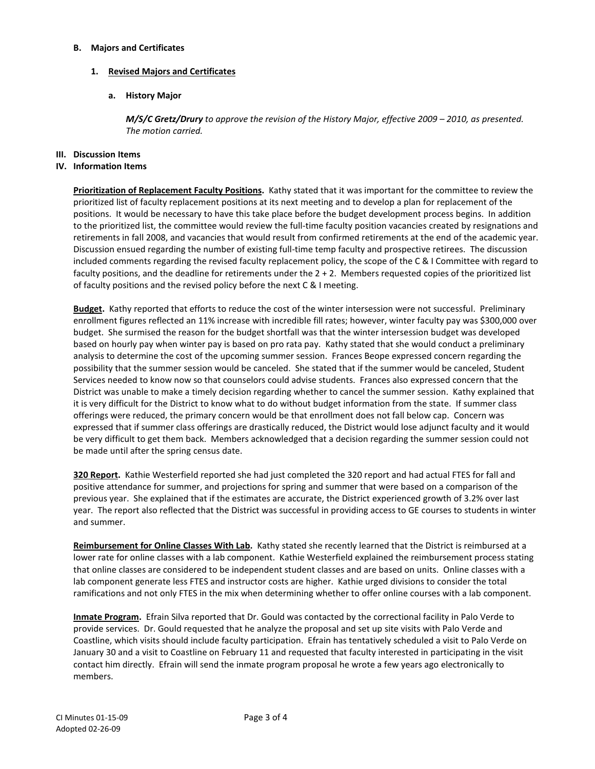### B. Majors and Certificates

#### 1. <u>Revised Majors and Certificates</u>

##### a. History Major

***M/S/C Gretz/Drury*** *to approve the revision of the History Major, effective 2009 – 2010, as presented. The motion carried.*

## III. Discussion Items

## IV. Information Items

**<u>Prioritization of Replacement Faculty Positions</u>.** Kathy stated that it was important for the committee to review the prioritized list of faculty replacement positions at its next meeting and to develop a plan for replacement of the positions. It would be necessary to have this take place before the budget development process begins. In addition to the prioritized list, the committee would review the full-time faculty position vacancies created by resignations and retirements in fall 2008, and vacancies that would result from confirmed retirements at the end of the academic year. Discussion ensued regarding the number of existing full-time temp faculty and prospective retirees. The discussion included comments regarding the revised faculty replacement policy, the scope of the C & I Committee with regard to faculty positions, and the deadline for retirements under the 2 + 2. Members requested copies of the prioritized list of faculty positions and the revised policy before the next C & I meeting.

**<u>Budget</u>.** Kathy reported that efforts to reduce the cost of the winter intersession were not successful. Preliminary enrollment figures reflected an 11% increase with incredible fill rates; however, winter faculty pay was $300,000 over budget. She surmised the reason for the budget shortfall was that the winter intersession budget was developed based on hourly pay when winter pay is based on pro rata pay. Kathy stated that she would conduct a preliminary analysis to determine the cost of the upcoming summer session. Frances Beope expressed concern regarding the possibility that the summer session would be canceled. She stated that if the summer would be canceled, Student Services needed to know now so that counselors could advise students. Frances also expressed concern that the District was unable to make a timely decision regarding whether to cancel the summer session. Kathy explained that it is very difficult for the District to know what to do without budget information from the state. If summer class offerings were reduced, the primary concern would be that enrollment does not fall below cap. Concern was expressed that if summer class offerings are drastically reduced, the District would lose adjunct faculty and it would be very difficult to get them back. Members acknowledged that a decision regarding the summer session could not be made until after the spring census date.

**<u>320 Report</u>.** Kathie Westerfield reported she had just completed the 320 report and had actual FTES for fall and positive attendance for summer, and projections for spring and summer that were based on a comparison of the previous year. She explained that if the estimates are accurate, the District experienced growth of 3.2% over last year. The report also reflected that the District was successful in providing access to GE courses to students in winter and summer.

**<u>Reimbursement for Online Classes With Lab</u>.** Kathy stated she recently learned that the District is reimbursed at a lower rate for online classes with a lab component. Kathie Westerfield explained the reimbursement process stating that online classes are considered to be independent student classes and are based on units. Online classes with a lab component generate less FTES and instructor costs are higher. Kathie urged divisions to consider the total ramifications and not only FTES in the mix when determining whether to offer online courses with a lab component.

**<u>Inmate Program</u>.** Efrain Silva reported that Dr. Gould was contacted by the correctional facility in Palo Verde to provide services. Dr. Gould requested that he analyze the proposal and set up site visits with Palo Verde and Coastline, which visits should include faculty participation. Efrain has tentatively scheduled a visit to Palo Verde on January 30 and a visit to Coastline on February 11 and requested that faculty interested in participating in the visit contact him directly. Efrain will send the inmate program proposal he wrote a few years ago electronically to members.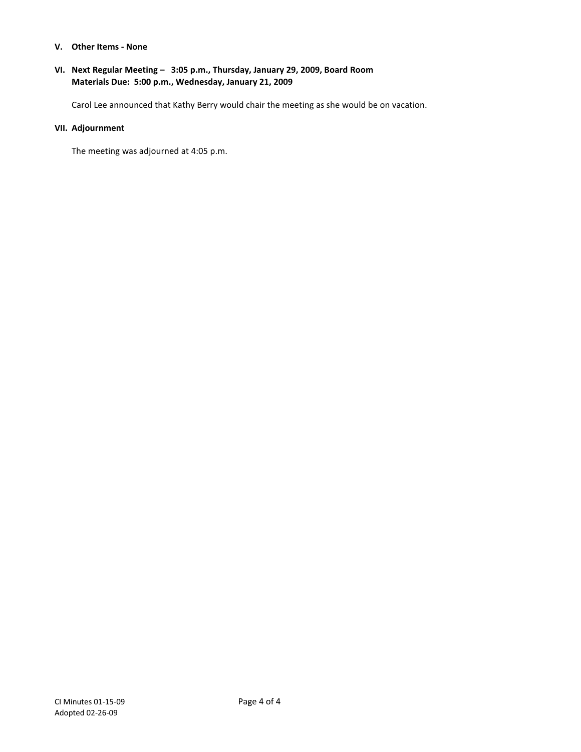**V. Other Items - None**

**VI. Next Regular Meeting – 3:05 p.m., Thursday, January 29, 2009, Board Room**
**Materials Due: 5:00 p.m., Wednesday, January 21, 2009**

Carol Lee announced that Kathy Berry would chair the meeting as she would be on vacation.

**VII. Adjournment**

The meeting was adjourned at 4:05 p.m.

CI Minutes 01-15-09
Adopted 02-26-09